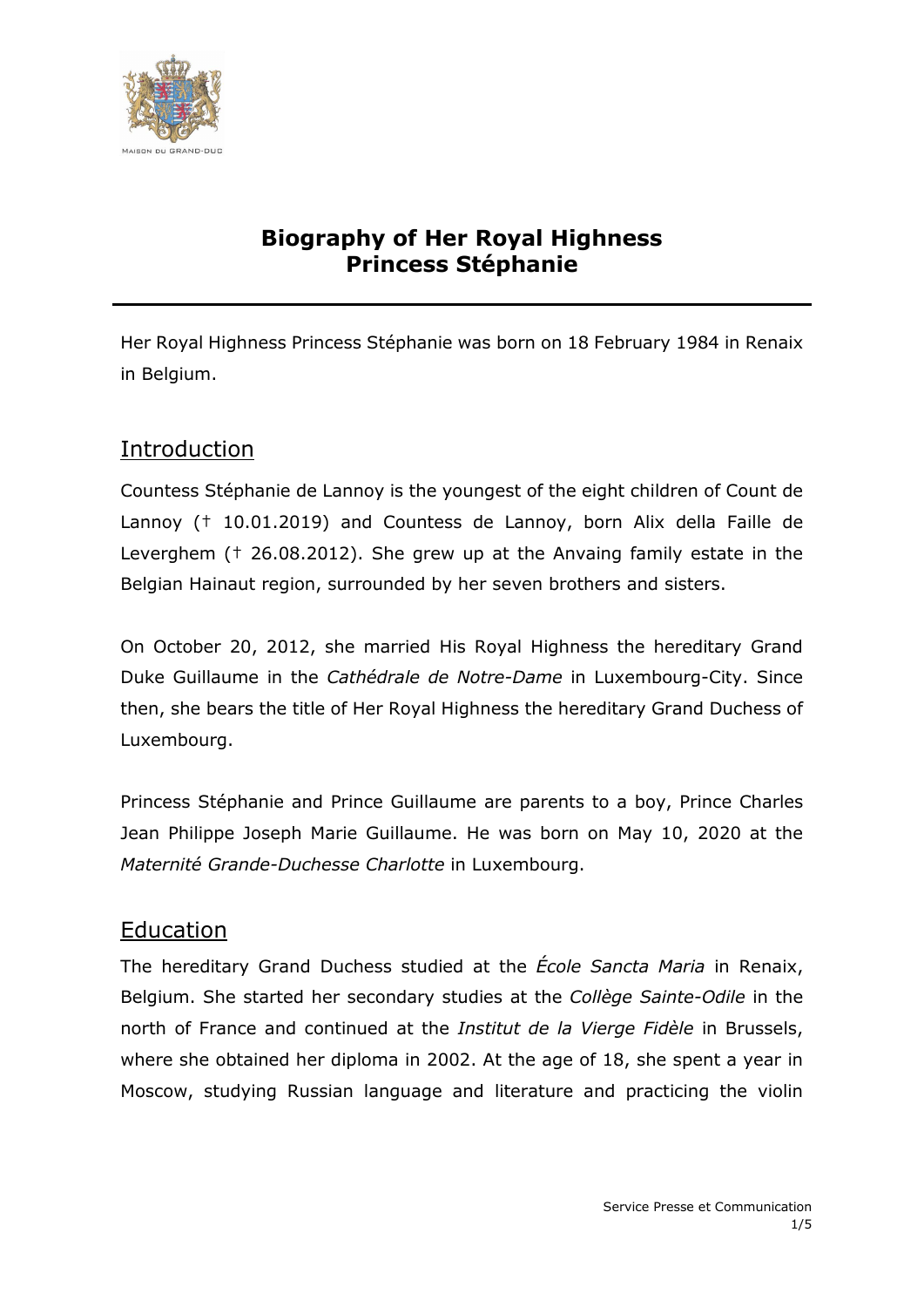# Biography of Her Royal Highness Princess Stéphanie

Her Royal Highness Princess Stéphanie was born on 18 February 1984 in Renaix in Belgium.

## Introduction

Countess Stéphanie de Lannoy is the youngest of the eight children of Count de Lannoy († 10.01.2019) and Countess de Lannoy, born Alix della Faille de Leverghem († 26.08.2012). She grew up at the Anvaing family estate in the Belgian Hainaut region, surrounded by her seven brothers and sisters.

On October 20, 2012, she married His Royal Highness the hereditary Grand Duke Guillaume in the *Cathédrale de Notre-Dame* in Luxembourg-City. Since then, she bears the title of Her Royal Highness the hereditary Grand Duchess of Luxembourg.

Princess Stéphanie and Prince Guillaume are parents to a boy, Prince Charles Jean Philippe Joseph Marie Guillaume. He was born on May 10, 2020 at the *Maternité Grande-Duchesse Charlotte* in Luxembourg.

## Education

The hereditary Grand Duchess studied at the *École Sancta Maria* in Renaix, Belgium. She started her secondary studies at the *Collège Sainte-Odile* in the north of France and continued at the *Institut de la Vierge Fidèle* in Brussels, where she obtained her diploma in 2002. At the age of 18, she spent a year in Moscow, studying Russian language and literature and practicing the violin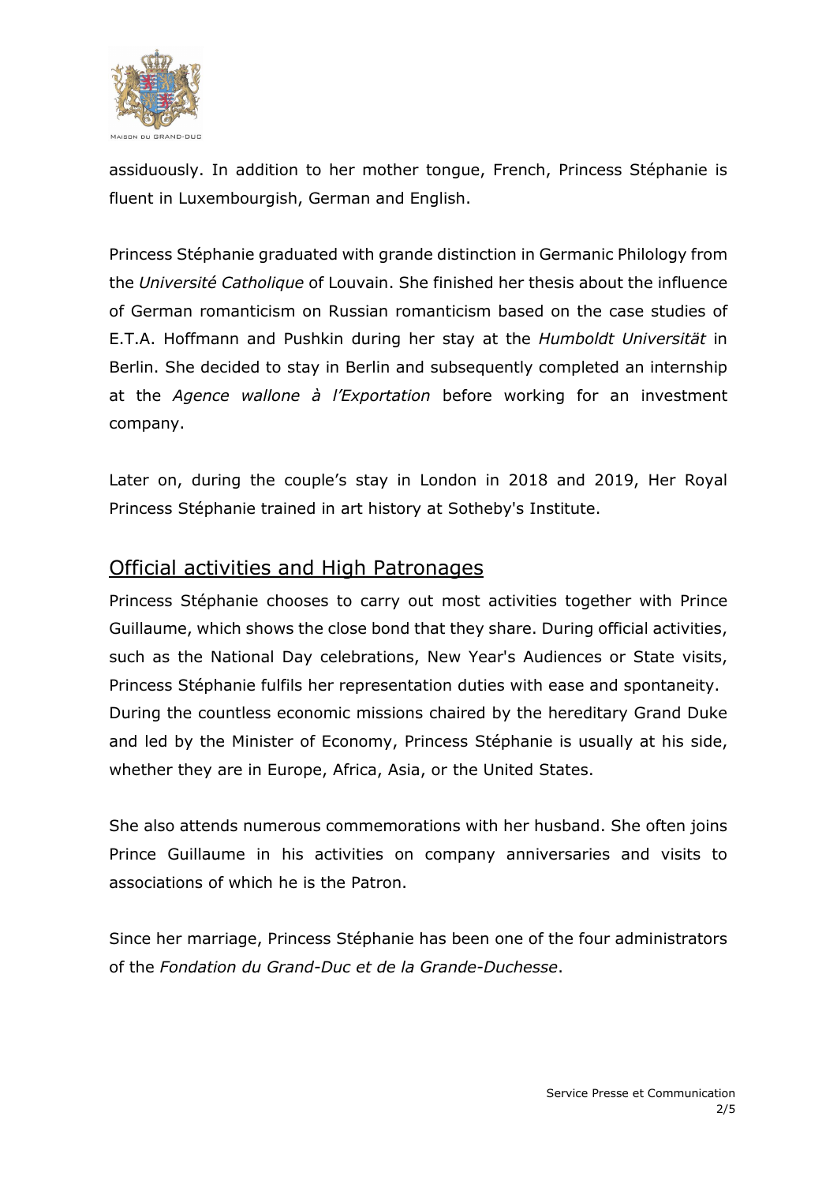assiduously. In addition to her mother tongue, French, Princess Stéphanie is fluent in Luxembourgish, German and English.

Princess Stéphanie graduated with grande distinction in Germanic Philology from the *Université Catholique* of Louvain. She finished her thesis about the influence of German romanticism on Russian romanticism based on the case studies of E.T.A. Hoffmann and Pushkin during her stay at the *Humboldt Universität* in Berlin. She decided to stay in Berlin and subsequently completed an internship at the *Agence wallone à l'Exportation* before working for an investment company.

Later on, during the couple's stay in London in 2018 and 2019, Her Royal Princess Stéphanie trained in art history at Sotheby's Institute.

## Official activities and High Patronages

Princess Stéphanie chooses to carry out most activities together with Prince Guillaume, which shows the close bond that they share. During official activities, such as the National Day celebrations, New Year's Audiences or State visits, Princess Stéphanie fulfils her representation duties with ease and spontaneity. During the countless economic missions chaired by the hereditary Grand Duke and led by the Minister of Economy, Princess Stéphanie is usually at his side, whether they are in Europe, Africa, Asia, or the United States.

She also attends numerous commemorations with her husband. She often joins Prince Guillaume in his activities on company anniversaries and visits to associations of which he is the Patron.

Since her marriage, Princess Stéphanie has been one of the four administrators of the *Fondation du Grand-Duc et de la Grande-Duchesse*.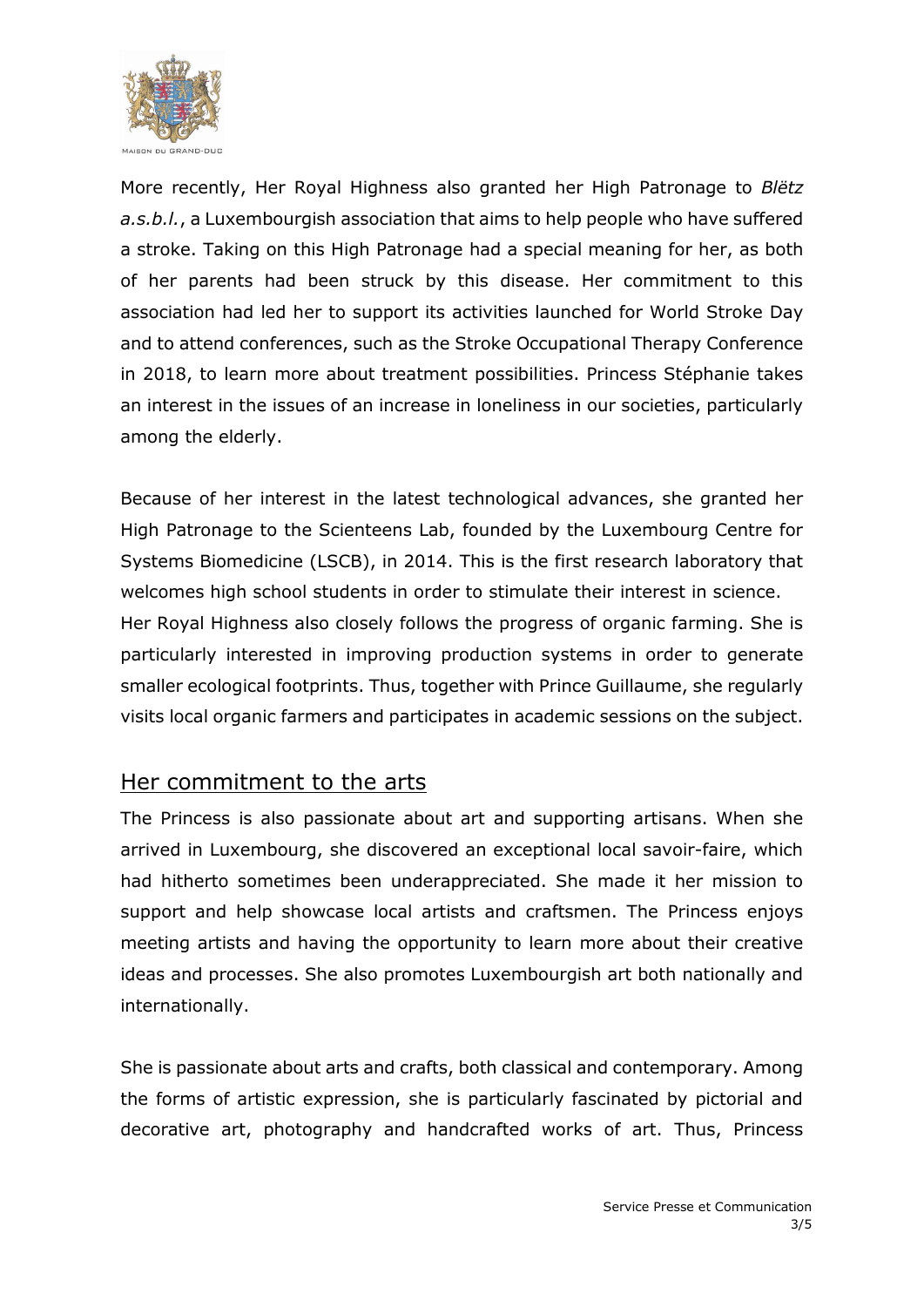More recently, Her Royal Highness also granted her High Patronage to *Blëtz a.s.b.l.*, a Luxembourgish association that aims to help people who have suffered a stroke. Taking on this High Patronage had a special meaning for her, as both of her parents had been struck by this disease. Her commitment to this association had led her to support its activities launched for World Stroke Day and to attend conferences, such as the Stroke Occupational Therapy Conference in 2018, to learn more about treatment possibilities. Princess Stéphanie takes an interest in the issues of an increase in loneliness in our societies, particularly among the elderly.

Because of her interest in the latest technological advances, she granted her High Patronage to the Scienteens Lab, founded by the Luxembourg Centre for Systems Biomedicine (LSCB), in 2014. This is the first research laboratory that welcomes high school students in order to stimulate their interest in science.
Her Royal Highness also closely follows the progress of organic farming. She is particularly interested in improving production systems in order to generate smaller ecological footprints. Thus, together with Prince Guillaume, she regularly visits local organic farmers and participates in academic sessions on the subject.

## Her commitment to the arts

The Princess is also passionate about art and supporting artisans. When she arrived in Luxembourg, she discovered an exceptional local savoir-faire, which had hitherto sometimes been underappreciated. She made it her mission to support and help showcase local artists and craftsmen. The Princess enjoys meeting artists and having the opportunity to learn more about their creative ideas and processes. She also promotes Luxembourgish art both nationally and internationally.

She is passionate about arts and crafts, both classical and contemporary. Among the forms of artistic expression, she is particularly fascinated by pictorial and decorative art, photography and handcrafted works of art. Thus, Princess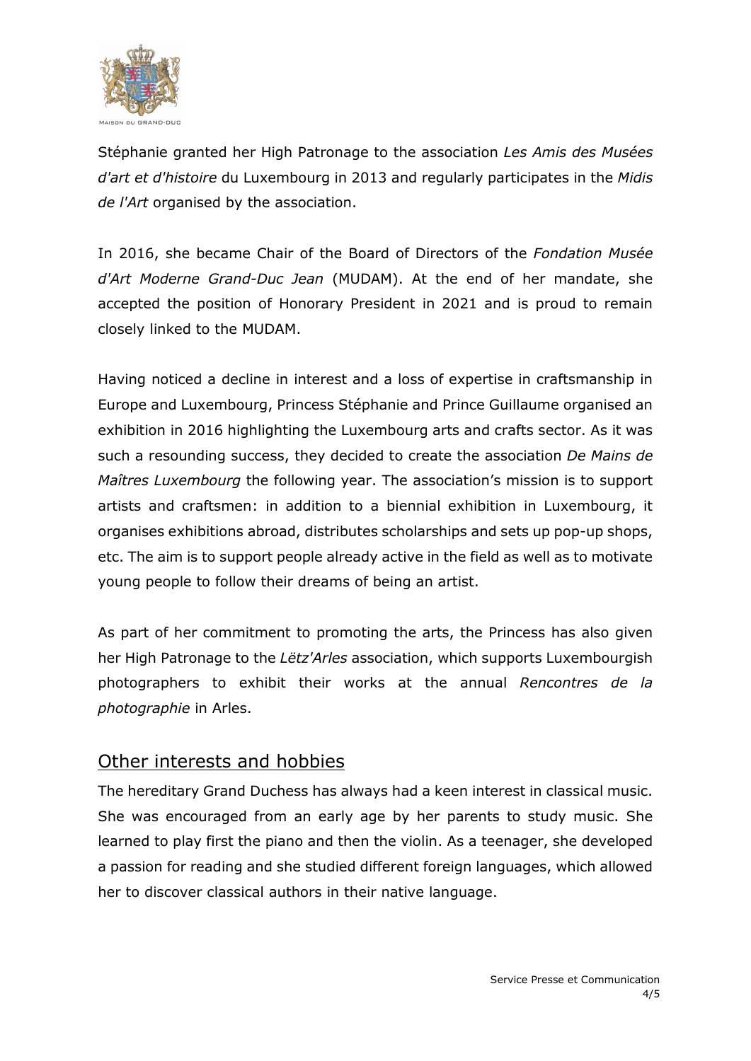Stéphanie granted her High Patronage to the association *Les Amis des Musées d'art et d'histoire* du Luxembourg in 2013 and regularly participates in the *Midis de l'Art* organised by the association.

In 2016, she became Chair of the Board of Directors of the *Fondation Musée d'Art Moderne Grand-Duc Jean* (MUDAM). At the end of her mandate, she accepted the position of Honorary President in 2021 and is proud to remain closely linked to the MUDAM.

Having noticed a decline in interest and a loss of expertise in craftsmanship in Europe and Luxembourg, Princess Stéphanie and Prince Guillaume organised an exhibition in 2016 highlighting the Luxembourg arts and crafts sector. As it was such a resounding success, they decided to create the association *De Mains de Maîtres Luxembourg* the following year. The association's mission is to support artists and craftsmen: in addition to a biennial exhibition in Luxembourg, it organises exhibitions abroad, distributes scholarships and sets up pop-up shops, etc. The aim is to support people already active in the field as well as to motivate young people to follow their dreams of being an artist.

As part of her commitment to promoting the arts, the Princess has also given her High Patronage to the *Lëtz'Arles* association, which supports Luxembourgish photographers to exhibit their works at the annual *Rencontres de la photographie* in Arles.

## Other interests and hobbies

The hereditary Grand Duchess has always had a keen interest in classical music. She was encouraged from an early age by her parents to study music. She learned to play first the piano and then the violin. As a teenager, she developed a passion for reading and she studied different foreign languages, which allowed her to discover classical authors in their native language.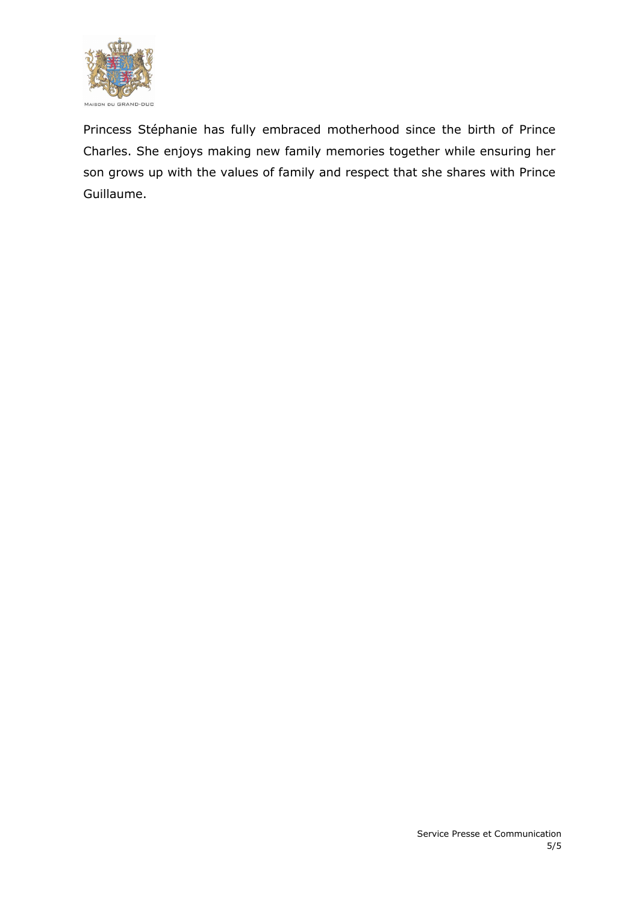Princess Stéphanie has fully embraced motherhood since the birth of Prince Charles. She enjoys making new family memories together while ensuring her son grows up with the values of family and respect that she shares with Prince Guillaume.